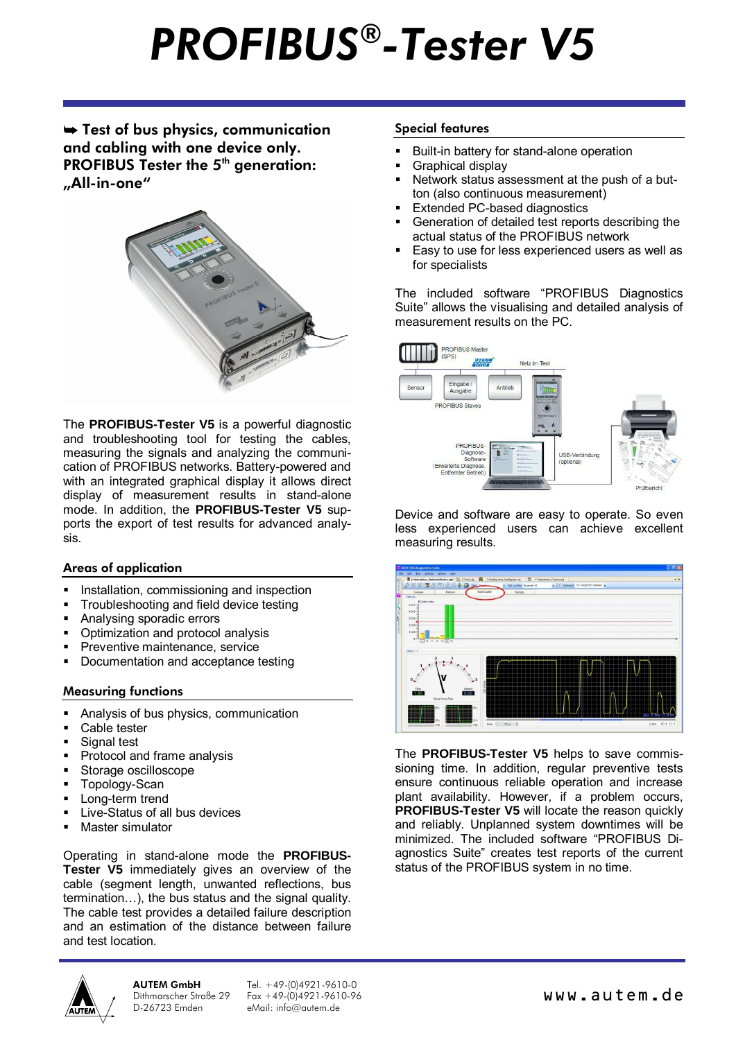# PROFIBUS®-Tester V5

**➥ Test of bus physics, communication and cabling with one device only. PROFIBUS Tester the 5th generation: „All-in-one“**

The **PROFIBUS-Tester V5** is a powerful diagnostic and troubleshooting tool for testing the cables, measuring the signals and analyzing the communication of PROFIBUS networks. Battery-powered and with an integrated graphical display it allows direct display of measurement results in stand-alone mode. In addition, the **PROFIBUS-Tester V5** supports the export of test results for advanced analysis.

## Areas of application

- Installation, commissioning and inspection
- Troubleshooting and field device testing
- Analysing sporadic errors
- Optimization and protocol analysis
- Preventive maintenance, service
- Documentation and acceptance testing

## Measuring functions

- Analysis of bus physics, communication
- Cable tester
- Signal test
- Protocol and frame analysis
- Storage oscilloscope
- Topology-Scan
- Long-term trend
- Live-Status of all bus devices
- Master simulator

Operating in stand-alone mode the **PROFIBUS-Tester V5** immediately gives an overview of the cable (segment length, unwanted reflections, bus termination…), the bus status and the signal quality. The cable test provides a detailed failure description and an estimation of the distance between failure and test location.

## Special features

- Built-in battery for stand-alone operation
- Graphical display
- Network status assessment at the push of a button (also continuous measurement)
- Extended PC-based diagnostics
- Generation of detailed test reports describing the actual status of the PROFIBUS network
- Easy to use for less experienced users as well as for specialists

The included software “PROFIBUS Diagnostics Suite” allows the visualising and detailed analysis of measurement results on the PC.

Device and software are easy to operate. So even less experienced users can achieve excellent measuring results.

The **PROFIBUS-Tester V5** helps to save commissioning time. In addition, regular preventive tests ensure continuous reliable operation and increase plant availability. However, if a problem occurs, **PROFIBUS-Tester V5** will locate the reason quickly and reliably. Unplanned system downtimes will be minimized. The included software “PROFIBUS Diagnostics Suite” creates test reports of the current status of the PROFIBUS system in no time.

**AUTEM GmbH**
Dithmarscher Straße 29
D-26723 Emden

Tel. +49-(0)4921-9610-0
Fax +49-(0)4921-9610-96
eMail: info@autem.de

www.autem.de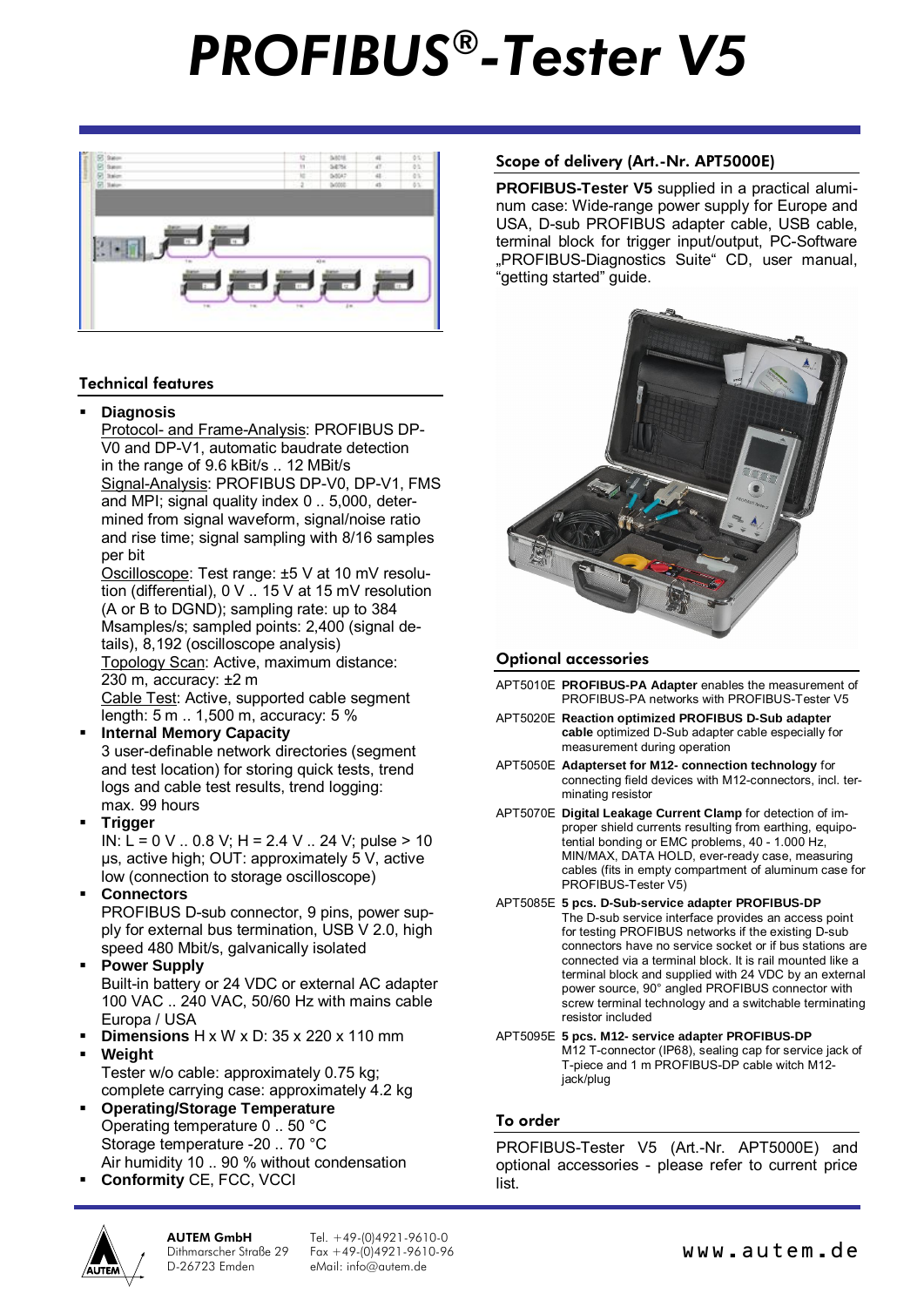# PROFIBUS®-Tester V5

## Technical features

- **Diagnosis**
  Protocol- and Frame-Analysis: PROFIBUS DP-V0 and DP-V1, automatic baudrate detection in the range of 9.6 kBit/s .. 12 MBit/s
  Signal-Analysis: PROFIBUS DP-V0, DP-V1, FMS and MPI; signal quality index 0 .. 5,000, determined from signal waveform, signal/noise ratio and rise time; signal sampling with 8/16 samples per bit
  Oscilloscope: Test range: ±5 V at 10 mV resolution (differential), 0 V .. 15 V at 15 mV resolution (A or B to DGND); sampling rate: up to 384 Msamples/s; sampled points: 2,400 (signal details), 8,192 (oscilloscope analysis)
  Topology Scan: Active, maximum distance: 230 m, accuracy: ±2 m
  Cable Test: Active, supported cable segment length: 5 m .. 1,500 m, accuracy: 5 %
- **Internal Memory Capacity**
  3 user-definable network directories (segment and test location) for storing quick tests, trend logs and cable test results, trend logging: max. 99 hours
- **Trigger**
  IN: L = 0 V .. 0.8 V; H = 2.4 V .. 24 V; pulse > 10 µs, active high; OUT: approximately 5 V, active low (connection to storage oscilloscope)
- **Connectors**
  PROFIBUS D-sub connector, 9 pins, power supply for external bus termination, USB V 2.0, high speed 480 Mbit/s, galvanically isolated
- **Power Supply**
  Built-in battery or 24 VDC or external AC adapter 100 VAC .. 240 VAC, 50/60 Hz with mains cable Europa / USA
- **Dimensions** H x W x D: 35 x 220 x 110 mm
- **Weight**
  Tester w/o cable: approximately 0.75 kg; complete carrying case: approximately 4.2 kg
- **Operating/Storage Temperature**
  Operating temperature 0 .. 50 °C
  Storage temperature -20 .. 70 °C
  Air humidity 10 .. 90 % without condensation
- **Conformity** CE, FCC, VCCI

## Scope of delivery (Art.-Nr. APT5000E)

**PROFIBUS-Tester V5** supplied in a practical aluminum case: Wide-range power supply for Europe and USA, D-sub PROFIBUS adapter cable, USB cable, terminal block for trigger input/output, PC-Software „PROFIBUS-Diagnostics Suite“ CD, user manual, “getting started” guide.

## Optional accessories

| | |
|---|---|
| APT5010E | **PROFIBUS-PA Adapter** enables the measurement of PROFIBUS-PA networks with PROFIBUS-Tester V5 |
| APT5020E | **Reaction optimized PROFIBUS D-Sub adapter cable** optimized D-Sub adapter cable especially for measurement during operation |
| APT5050E | **Adapterset for M12- connection technology** for connecting field devices with M12-connectors, incl. terminating resistor |
| APT5070E | **Digital Leakage Current Clamp** for detection of improper shield currents resulting from earthing, equipotential bonding or EMC problems, 40 - 1.000 Hz, MIN/MAX, DATA HOLD, ever-ready case, measuring cables (fits in empty compartment of aluminum case for PROFIBUS-Tester V5) |
| APT5085E | **5 pcs. D-Sub-service adapter PROFIBUS-DP** The D-sub service interface provides an access point for testing PROFIBUS networks if the existing D-sub connectors have no service socket or if bus stations are connected via a terminal block. It is rail mounted like a terminal block and supplied with 24 VDC by an external power source, 90° angled PROFIBUS connector with screw terminal technology and a switchable terminating resistor included |
| APT5095E | **5 pcs. M12- service adapter PROFIBUS-DP** M12 T-connector (IP68), sealing cap for service jack of T-piece and 1 m PROFIBUS-DP cable witch M12-jack/plug |

## To order

PROFIBUS-Tester V5 (Art.-Nr. APT5000E) and optional accessories - please refer to current price list.

**AUTEM GmbH**
Dithmarscher Straße 29
D-26723 Emden

Tel. +49-(0)4921-9610-0
Fax +49-(0)4921-9610-96
eMail: info@autem.de

www.autem.de